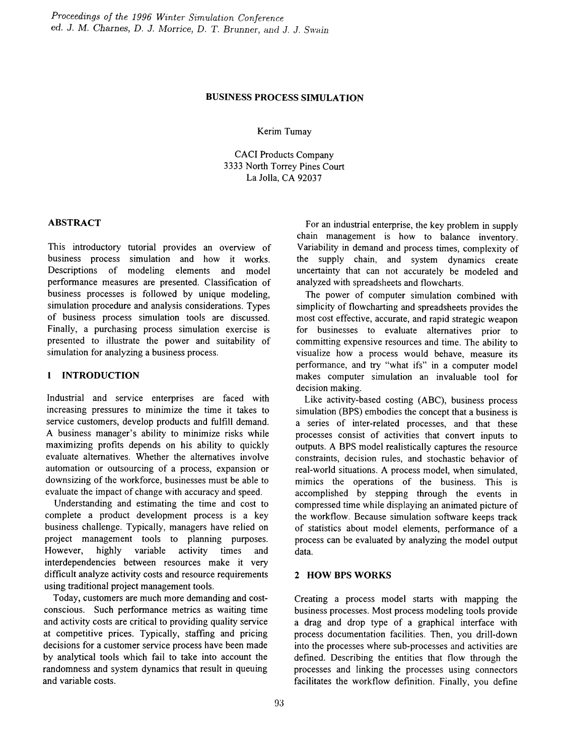# BUSINESS PROCESS SIMULATION

Kerim Tumay

CACI Products Company
3333 North Torrey Pines Court
La Jolla, CA 92037

## ABSTRACT

This introductory tutorial provides an overview of business process simulation and how it works. Descriptions of modeling elements and model performance measures are presented. Classification of business processes is followed by unique modeling, simulation procedure and analysis considerations. Types of business process simulation tools are discussed. Finally, a purchasing process simulation exercise is presented to illustrate the power and suitability of simulation for analyzing a business process.

## 1 INTRODUCTION

Industrial and service enterprises are faced with increasing pressures to minimize the time it takes to service customers, develop products and fulfill demand. A business manager's ability to minimize risks while maximizing profits depends on his ability to quickly evaluate alternatives. Whether the alternatives involve automation or outsourcing of a process, expansion or downsizing of the workforce, businesses must be able to evaluate the impact of change with accuracy and speed.

Understanding and estimating the time and cost to complete a product development process is a key business challenge. Typically, managers have relied on project management tools to planning purposes. However, highly variable activity times and interdependencies between resources make it very difficult analyze activity costs and resource requirements using traditional project management tools.

Today, customers are much more demanding and cost-conscious. Such performance metrics as waiting time and activity costs are critical to providing quality service at competitive prices. Typically, staffing and pricing decisions for a customer service process have been made by analytical tools which fail to take into account the randomness and system dynamics that result in queuing and variable costs.

For an industrial enterprise, the key problem in supply chain management is how to balance inventory. Variability in demand and process times, complexity of the supply chain, and system dynamics create uncertainty that can not accurately be modeled and analyzed with spreadsheets and flowcharts.

The power of computer simulation combined with simplicity of flowcharting and spreadsheets provides the most cost effective, accurate, and rapid strategic weapon for businesses to evaluate alternatives prior to committing expensive resources and time. The ability to visualize how a process would behave, measure its performance, and try "what ifs" in a computer model makes computer simulation an invaluable tool for decision making.

Like activity-based costing (ABC), business process simulation (BPS) embodies the concept that a business is a series of inter-related processes, and that these processes consist of activities that convert inputs to outputs. A BPS model realistically captures the resource constraints, decision rules, and stochastic behavior of real-world situations. A process model, when simulated, mimics the operations of the business. This is accomplished by stepping through the events in compressed time while displaying an animated picture of the workflow. Because simulation software keeps track of statistics about model elements, performance of a process can be evaluated by analyzing the model output data.

## 2 HOW BPS WORKS

Creating a process model starts with mapping the business processes. Most process modeling tools provide a drag and drop type of a graphical interface with process documentation facilities. Then, you drill-down into the processes where sub-processes and activities are defined. Describing the entities that flow through the processes and linking the processes using connectors facilitates the workflow definition. Finally, you define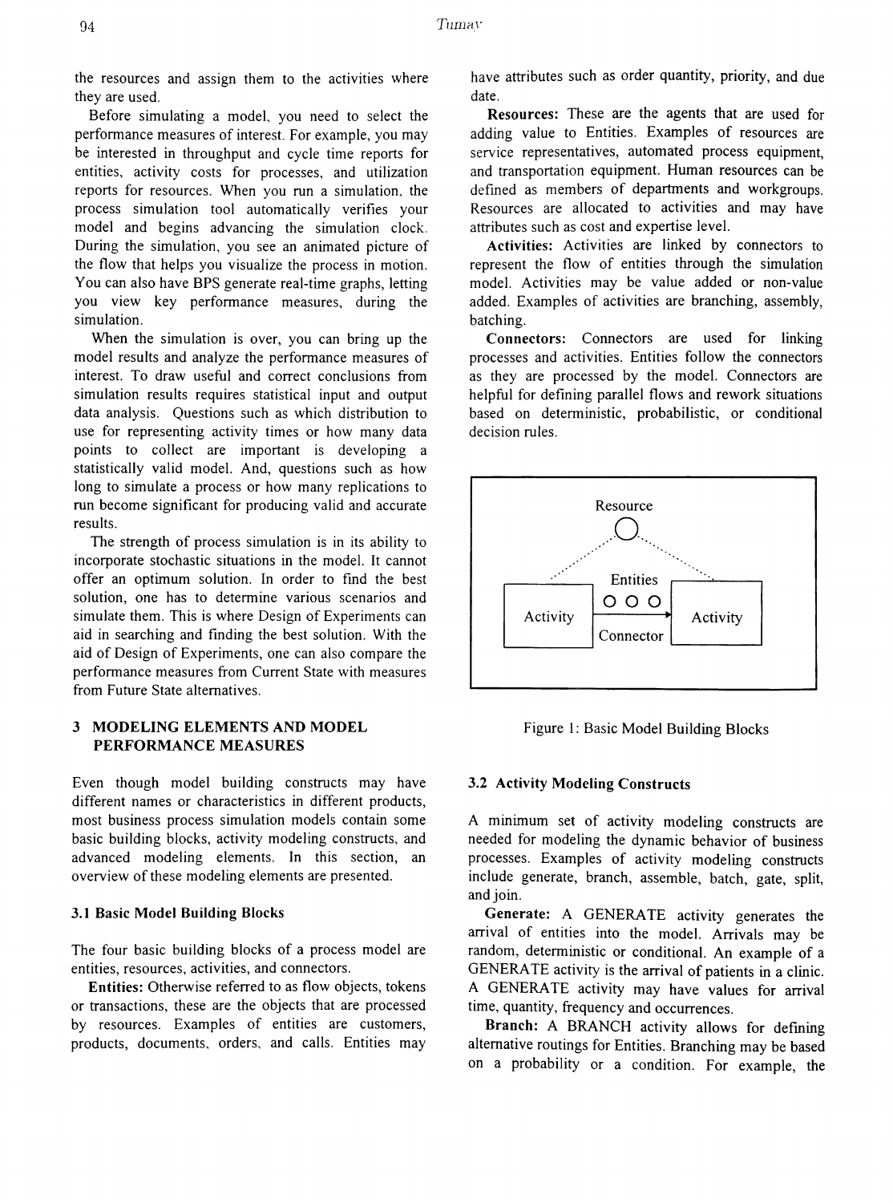the resources and assign them to the activities where they are used.

Before simulating a model, you need to select the performance measures of interest. For example, you may be interested in throughput and cycle time reports for entities, activity costs for processes, and utilization reports for resources. When you run a simulation, the process simulation tool automatically verifies your model and begins advancing the simulation clock. During the simulation, you see an animated picture of the flow that helps you visualize the process in motion. You can also have BPS generate real-time graphs, letting you view key performance measures, during the simulation.

When the simulation is over, you can bring up the model results and analyze the performance measures of interest. To draw useful and correct conclusions from simulation results requires statistical input and output data analysis. Questions such as which distribution to use for representing activity times or how many data points to collect are important is developing a statistically valid model. And, questions such as how long to simulate a process or how many replications to run become significant for producing valid and accurate results.

The strength of process simulation is in its ability to incorporate stochastic situations in the model. It cannot offer an optimum solution. In order to find the best solution, one has to determine various scenarios and simulate them. This is where Design of Experiments can aid in searching and finding the best solution. With the aid of Design of Experiments, one can also compare the performance measures from Current State with measures from Future State alternatives.

## 3 MODELING ELEMENTS AND MODEL PERFORMANCE MEASURES

Even though model building constructs may have different names or characteristics in different products, most business process simulation models contain some basic building blocks, activity modeling constructs, and advanced modeling elements. In this section, an overview of these modeling elements are presented.

### 3.1 Basic Model Building Blocks

The four basic building blocks of a process model are entities, resources, activities, and connectors.

**Entities:** Otherwise referred to as flow objects, tokens or transactions, these are the objects that are processed by resources. Examples of entities are customers, products, documents, orders, and calls. Entities may have attributes such as order quantity, priority, and due date.

**Resources:** These are the agents that are used for adding value to Entities. Examples of resources are service representatives, automated process equipment, and transportation equipment. Human resources can be defined as members of departments and workgroups. Resources are allocated to activities and may have attributes such as cost and expertise level.

**Activities:** Activities are linked by connectors to represent the flow of entities through the simulation model. Activities may be value added or non-value added. Examples of activities are branching, assembly, batching.

**Connectors:** Connectors are used for linking processes and activities. Entities follow the connectors as they are processed by the model. Connectors are helpful for defining parallel flows and rework situations based on deterministic, probabilistic, or conditional decision rules.

Resource

Entities

Activity

Activity

Connector

Figure 1: Basic Model Building Blocks

### 3.2 Activity Modeling Constructs

A minimum set of activity modeling constructs are needed for modeling the dynamic behavior of business processes. Examples of activity modeling constructs include generate, branch, assemble, batch, gate, split, and join.

**Generate:** A GENERATE activity generates the arrival of entities into the model. Arrivals may be random, deterministic or conditional. An example of a GENERATE activity is the arrival of patients in a clinic. A GENERATE activity may have values for arrival time, quantity, frequency and occurrences.

**Branch:** A BRANCH activity allows for defining alternative routings for Entities. Branching may be based on a probability or a condition. For example, the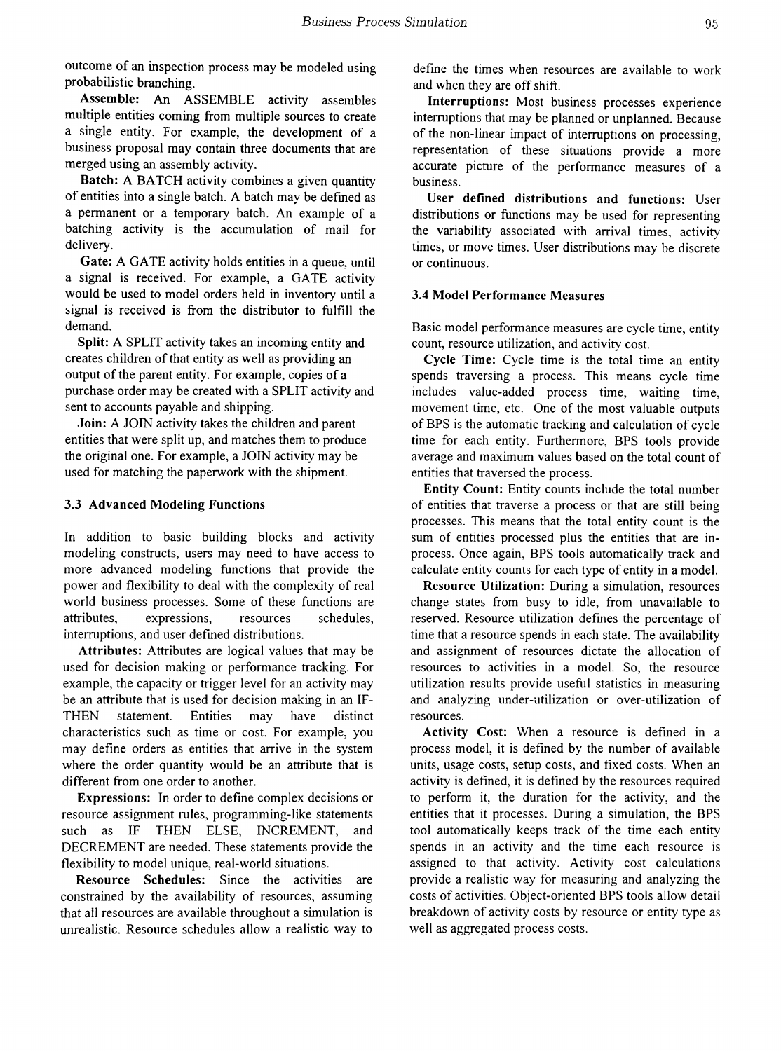outcome of an inspection process may be modeled using probabilistic branching.

**Assemble:** An ASSEMBLE activity assembles multiple entities coming from multiple sources to create a single entity. For example, the development of a business proposal may contain three documents that are merged using an assembly activity.

**Batch:** A BATCH activity combines a given quantity of entities into a single batch. A batch may be defined as a permanent or a temporary batch. An example of a batching activity is the accumulation of mail for delivery.

**Gate:** A GATE activity holds entities in a queue, until a signal is received. For example, a GATE activity would be used to model orders held in inventory until a signal is received is from the distributor to fulfill the demand.

**Split:** A SPLIT activity takes an incoming entity and creates children of that entity as well as providing an output of the parent entity. For example, copies of a purchase order may be created with a SPLIT activity and sent to accounts payable and shipping.

**Join:** A JOIN activity takes the children and parent entities that were split up, and matches them to produce the original one. For example, a JOIN activity may be used for matching the paperwork with the shipment.

### 3.3 Advanced Modeling Functions

In addition to basic building blocks and activity modeling constructs, users may need to have access to more advanced modeling functions that provide the power and flexibility to deal with the complexity of real world business processes. Some of these functions are attributes, expressions, resources schedules, interruptions, and user defined distributions.

**Attributes:** Attributes are logical values that may be used for decision making or performance tracking. For example, the capacity or trigger level for an activity may be an attribute that is used for decision making in an IF-THEN statement. Entities may have distinct characteristics such as time or cost. For example, you may define orders as entities that arrive in the system where the order quantity would be an attribute that is different from one order to another.

**Expressions:** In order to define complex decisions or resource assignment rules, programming-like statements such as IF THEN ELSE, INCREMENT, and DECREMENT are needed. These statements provide the flexibility to model unique, real-world situations.

**Resource Schedules:** Since the activities are constrained by the availability of resources, assuming that all resources are available throughout a simulation is unrealistic. Resource schedules allow a realistic way to define the times when resources are available to work and when they are off shift.

**Interruptions:** Most business processes experience interruptions that may be planned or unplanned. Because of the non-linear impact of interruptions on processing, representation of these situations provide a more accurate picture of the performance measures of a business.

**User defined distributions and functions:** User distributions or functions may be used for representing the variability associated with arrival times, activity times, or move times. User distributions may be discrete or continuous.

### 3.4 Model Performance Measures

Basic model performance measures are cycle time, entity count, resource utilization, and activity cost.

**Cycle Time:** Cycle time is the total time an entity spends traversing a process. This means cycle time includes value-added process time, waiting time, movement time, etc. One of the most valuable outputs of BPS is the automatic tracking and calculation of cycle time for each entity. Furthermore, BPS tools provide average and maximum values based on the total count of entities that traversed the process.

**Entity Count:** Entity counts include the total number of entities that traverse a process or that are still being processes. This means that the total entity count is the sum of entities processed plus the entities that are in-process. Once again, BPS tools automatically track and calculate entity counts for each type of entity in a model.

**Resource Utilization:** During a simulation, resources change states from busy to idle, from unavailable to reserved. Resource utilization defines the percentage of time that a resource spends in each state. The availability and assignment of resources dictate the allocation of resources to activities in a model. So, the resource utilization results provide useful statistics in measuring and analyzing under-utilization or over-utilization of resources.

**Activity Cost:** When a resource is defined in a process model, it is defined by the number of available units, usage costs, setup costs, and fixed costs. When an activity is defined, it is defined by the resources required to perform it, the duration for the activity, and the entities that it processes. During a simulation, the BPS tool automatically keeps track of the time each entity spends in an activity and the time each resource is assigned to that activity. Activity cost calculations provide a realistic way for measuring and analyzing the costs of activities. Object-oriented BPS tools allow detail breakdown of activity costs by resource or entity type as well as aggregated process costs.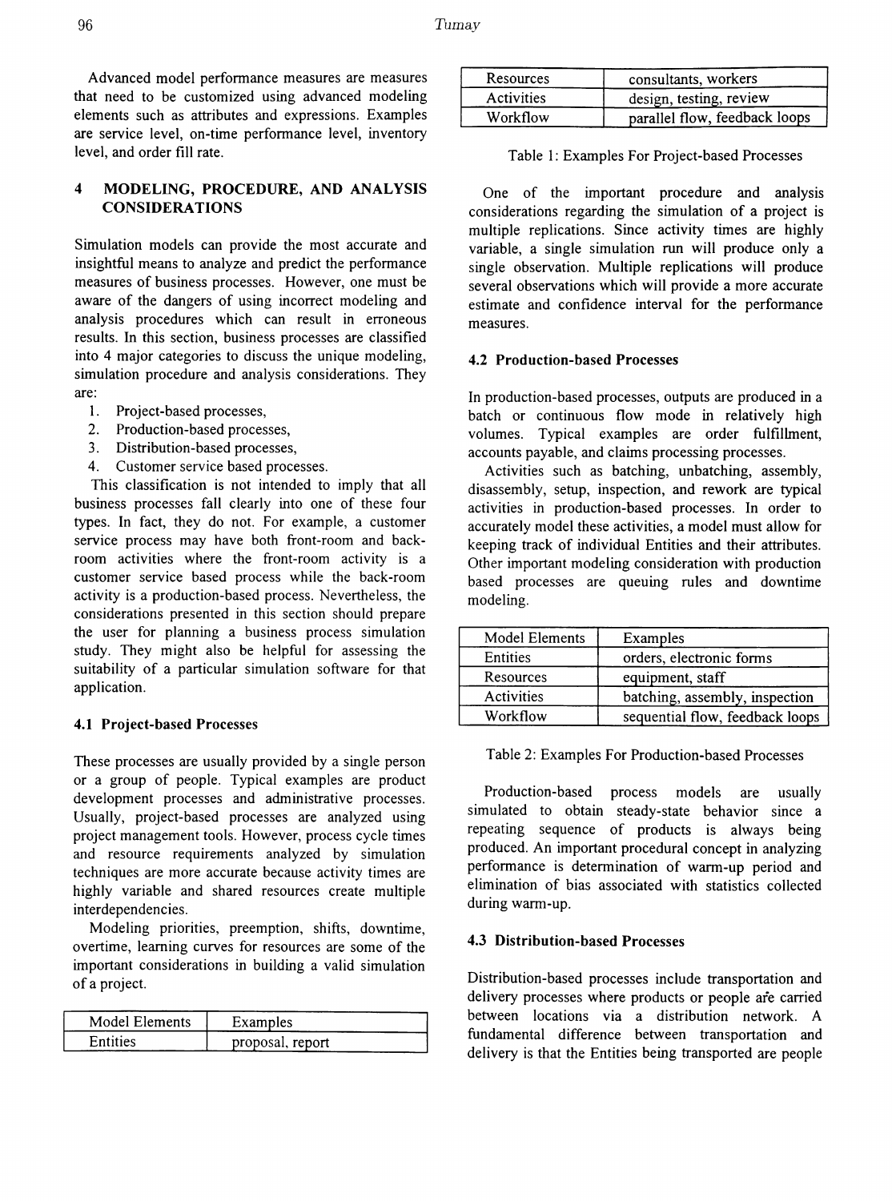Advanced model performance measures are measures that need to be customized using advanced modeling elements such as attributes and expressions. Examples are service level, on-time performance level, inventory level, and order fill rate.

## 4 MODELING, PROCEDURE, AND ANALYSIS CONSIDERATIONS

Simulation models can provide the most accurate and insightful means to analyze and predict the performance measures of business processes. However, one must be aware of the dangers of using incorrect modeling and analysis procedures which can result in erroneous results. In this section, business processes are classified into 4 major categories to discuss the unique modeling, simulation procedure and analysis considerations. They are:

1. Project-based processes,
2. Production-based processes,
3. Distribution-based processes,
4. Customer service based processes.

This classification is not intended to imply that all business processes fall clearly into one of these four types. In fact, they do not. For example, a customer service process may have both front-room and back-room activities where the front-room activity is a customer service based process while the back-room activity is a production-based process. Nevertheless, the considerations presented in this section should prepare the user for planning a business process simulation study. They might also be helpful for assessing the suitability of a particular simulation software for that application.

### 4.1 Project-based Processes

These processes are usually provided by a single person or a group of people. Typical examples are product development processes and administrative processes. Usually, project-based processes are analyzed using project management tools. However, process cycle times and resource requirements analyzed by simulation techniques are more accurate because activity times are highly variable and shared resources create multiple interdependencies.

Modeling priorities, preemption, shifts, downtime, overtime, learning curves for resources are some of the important considerations in building a valid simulation of a project.

| Model Elements | Examples |
|---|---|
| Entities | proposal, report |
| Resources | consultants, workers |
| Activities | design, testing, review |
| Workflow | parallel flow, feedback loops |

Table 1: Examples For Project-based Processes

One of the important procedure and analysis considerations regarding the simulation of a project is multiple replications. Since activity times are highly variable, a single simulation run will produce only a single observation. Multiple replications will produce several observations which will provide a more accurate estimate and confidence interval for the performance measures.

### 4.2 Production-based Processes

In production-based processes, outputs are produced in a batch or continuous flow mode in relatively high volumes. Typical examples are order fulfillment, accounts payable, and claims processing processes.

Activities such as batching, unbatching, assembly, disassembly, setup, inspection, and rework are typical activities in production-based processes. In order to accurately model these activities, a model must allow for keeping track of individual Entities and their attributes. Other important modeling consideration with production based processes are queuing rules and downtime modeling.

| Model Elements | Examples |
|---|---|
| Entities | orders, electronic forms |
| Resources | equipment, staff |
| Activities | batching, assembly, inspection |
| Workflow | sequential flow, feedback loops |

Table 2: Examples For Production-based Processes

Production-based process models are usually simulated to obtain steady-state behavior since a repeating sequence of products is always being produced. An important procedural concept in analyzing performance is determination of warm-up period and elimination of bias associated with statistics collected during warm-up.

### 4.3 Distribution-based Processes

Distribution-based processes include transportation and delivery processes where products or people are carried between locations via a distribution network. A fundamental difference between transportation and delivery is that the Entities being transported are people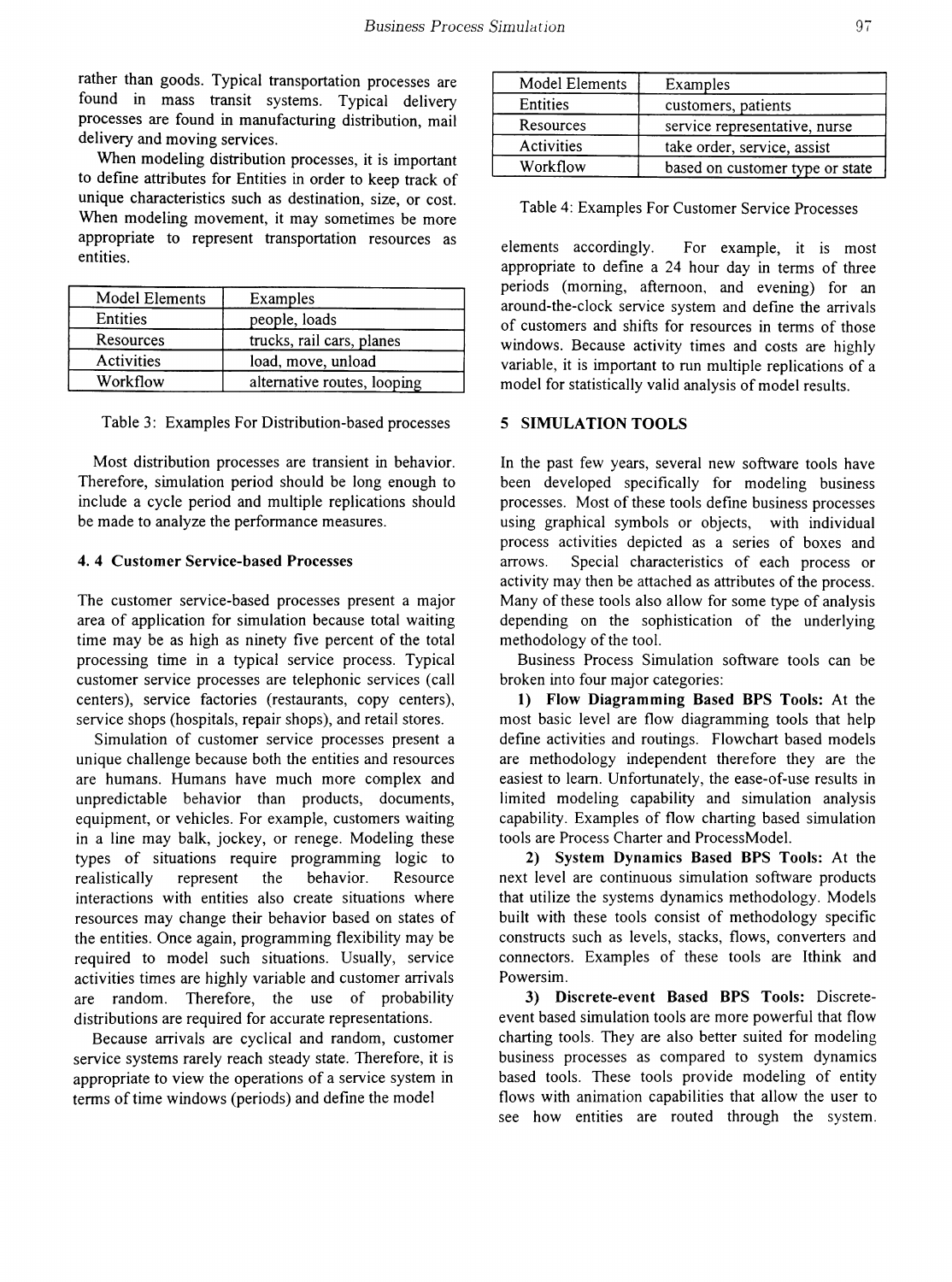rather than goods. Typical transportation processes are found in mass transit systems. Typical delivery processes are found in manufacturing distribution, mail delivery and moving services.

When modeling distribution processes, it is important to define attributes for Entities in order to keep track of unique characteristics such as destination, size, or cost. When modeling movement, it may sometimes be more appropriate to represent transportation resources as entities.

| Model Elements | Examples |
|---|---|
| Entities | people, loads |
| Resources | trucks, rail cars, planes |
| Activities | load, move, unload |
| Workflow | alternative routes, looping |

Table 3: Examples For Distribution-based processes

Most distribution processes are transient in behavior. Therefore, simulation period should be long enough to include a cycle period and multiple replications should be made to analyze the performance measures.

### 4. 4 Customer Service-based Processes

The customer service-based processes present a major area of application for simulation because total waiting time may be as high as ninety five percent of the total processing time in a typical service process. Typical customer service processes are telephonic services (call centers), service factories (restaurants, copy centers), service shops (hospitals, repair shops), and retail stores.

Simulation of customer service processes present a unique challenge because both the entities and resources are humans. Humans have much more complex and unpredictable behavior than products, documents, equipment, or vehicles. For example, customers waiting in a line may balk, jockey, or renege. Modeling these types of situations require programming logic to realistically represent the behavior. Resource interactions with entities also create situations where resources may change their behavior based on states of the entities. Once again, programming flexibility may be required to model such situations. Usually, service activities times are highly variable and customer arrivals are random. Therefore, the use of probability distributions are required for accurate representations.

Because arrivals are cyclical and random, customer service systems rarely reach steady state. Therefore, it is appropriate to view the operations of a service system in terms of time windows (periods) and define the model elements accordingly. For example, it is most appropriate to define a 24 hour day in terms of three periods (morning, afternoon, and evening) for an around-the-clock service system and define the arrivals of customers and shifts for resources in terms of those windows. Because activity times and costs are highly variable, it is important to run multiple replications of a model for statistically valid analysis of model results.

| Model Elements | Examples |
|---|---|
| Entities | customers, patients |
| Resources | service representative, nurse |
| Activities | take order, service, assist |
| Workflow | based on customer type or state |

Table 4: Examples For Customer Service Processes

## 5 SIMULATION TOOLS

In the past few years, several new software tools have been developed specifically for modeling business processes. Most of these tools define business processes using graphical symbols or objects, with individual process activities depicted as a series of boxes and arrows. Special characteristics of each process or activity may then be attached as attributes of the process. Many of these tools also allow for some type of analysis depending on the sophistication of the underlying methodology of the tool.

Business Process Simulation software tools can be broken into four major categories:

**1) Flow Diagramming Based BPS Tools:** At the most basic level are flow diagramming tools that help define activities and routings. Flowchart based models are methodology independent therefore they are the easiest to learn. Unfortunately, the ease-of-use results in limited modeling capability and simulation analysis capability. Examples of flow charting based simulation tools are Process Charter and ProcessModel.

**2) System Dynamics Based BPS Tools:** At the next level are continuous simulation software products that utilize the systems dynamics methodology. Models built with these tools consist of methodology specific constructs such as levels, stacks, flows, converters and connectors. Examples of these tools are Ithink and Powersim.

**3) Discrete-event Based BPS Tools:** Discrete-event based simulation tools are more powerful that flow charting tools. They are also better suited for modeling business processes as compared to system dynamics based tools. These tools provide modeling of entity flows with animation capabilities that allow the user to see how entities are routed through the system.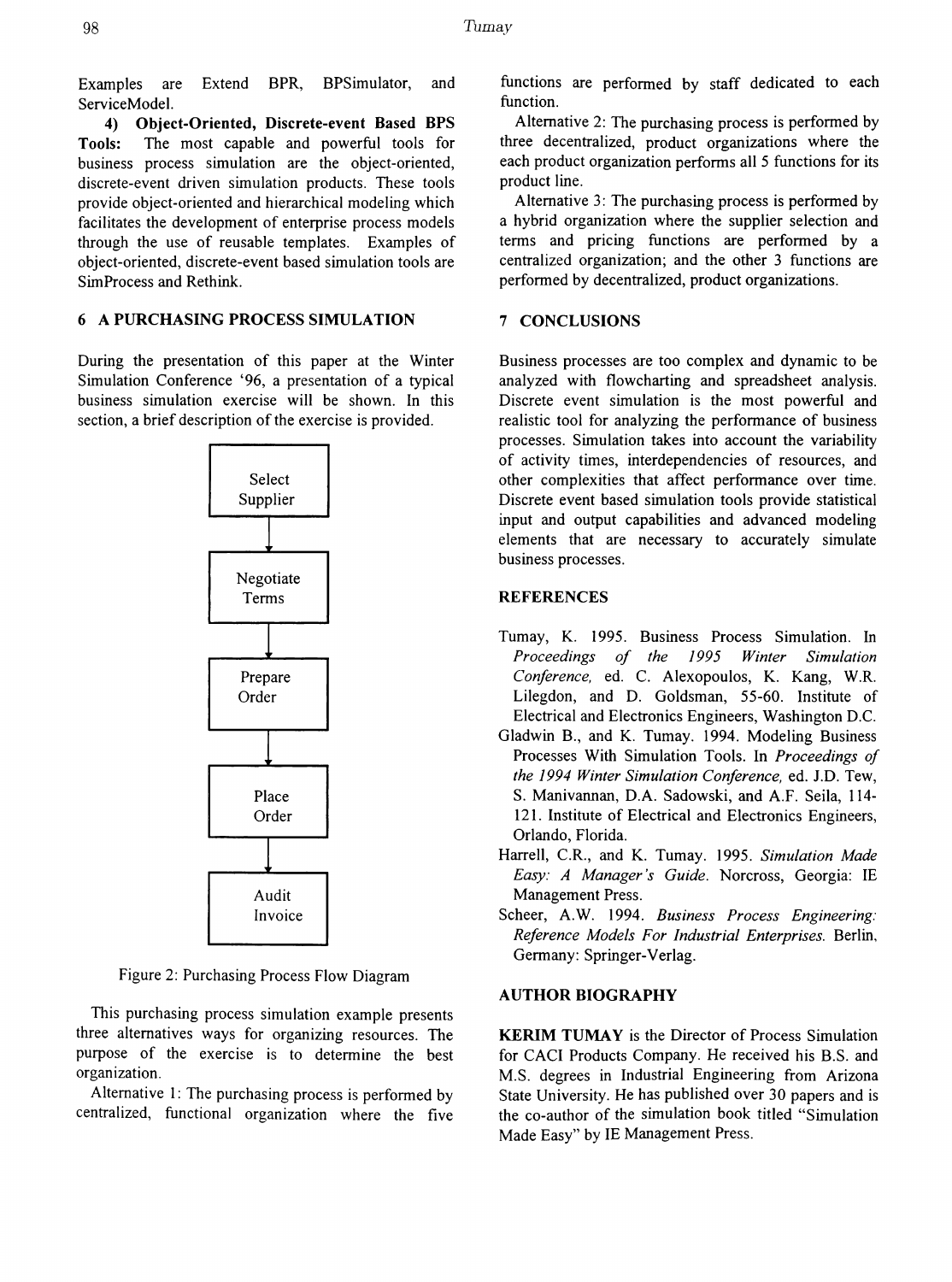Examples are Extend BPR, BPSimulator, and ServiceModel.

**4) Object-Oriented, Discrete-event Based BPS Tools:** The most capable and powerful tools for business process simulation are the object-oriented, discrete-event driven simulation products. These tools provide object-oriented and hierarchical modeling which facilitates the development of enterprise process models through the use of reusable templates. Examples of object-oriented, discrete-event based simulation tools are SimProcess and Rethink.

## 6 A PURCHASING PROCESS SIMULATION

During the presentation of this paper at the Winter Simulation Conference '96, a presentation of a typical business simulation exercise will be shown. In this section, a brief description of the exercise is provided.

Select Supplier

Negotiate Terms

Prepare Order

Place Order

Audit Invoice

Figure 2: Purchasing Process Flow Diagram

This purchasing process simulation example presents three alternatives ways for organizing resources. The purpose of the exercise is to determine the best organization.

Alternative 1: The purchasing process is performed by centralized, functional organization where the five functions are performed by staff dedicated to each function.

Alternative 2: The purchasing process is performed by three decentralized, product organizations where the each product organization performs all 5 functions for its product line.

Alternative 3: The purchasing process is performed by a hybrid organization where the supplier selection and terms and pricing functions are performed by a centralized organization; and the other 3 functions are performed by decentralized, product organizations.

## 7 CONCLUSIONS

Business processes are too complex and dynamic to be analyzed with flowcharting and spreadsheet analysis. Discrete event simulation is the most powerful and realistic tool for analyzing the performance of business processes. Simulation takes into account the variability of activity times, interdependencies of resources, and other complexities that affect performance over time. Discrete event based simulation tools provide statistical input and output capabilities and advanced modeling elements that are necessary to accurately simulate business processes.

## REFERENCES

Tumay, K. 1995. Business Process Simulation. In *Proceedings of the 1995 Winter Simulation Conference,* ed. C. Alexopoulos, K. Kang, W.R. Lilegdon, and D. Goldsman, 55-60. Institute of Electrical and Electronics Engineers, Washington D.C.

Gladwin B., and K. Tumay. 1994. Modeling Business Processes With Simulation Tools. In *Proceedings of the 1994 Winter Simulation Conference,* ed. J.D. Tew, S. Manivannan, D.A. Sadowski, and A.F. Seila, 114-121. Institute of Electrical and Electronics Engineers, Orlando, Florida.

Harrell, C.R., and K. Tumay. 1995. *Simulation Made Easy: A Manager's Guide.* Norcross, Georgia: IE Management Press.

Scheer, A.W. 1994. *Business Process Engineering: Reference Models For Industrial Enterprises.* Berlin, Germany: Springer-Verlag.

## AUTHOR BIOGRAPHY

**KERIM TUMAY** is the Director of Process Simulation for CACI Products Company. He received his B.S. and M.S. degrees in Industrial Engineering from Arizona State University. He has published over 30 papers and is the co-author of the simulation book titled "Simulation Made Easy" by IE Management Press.